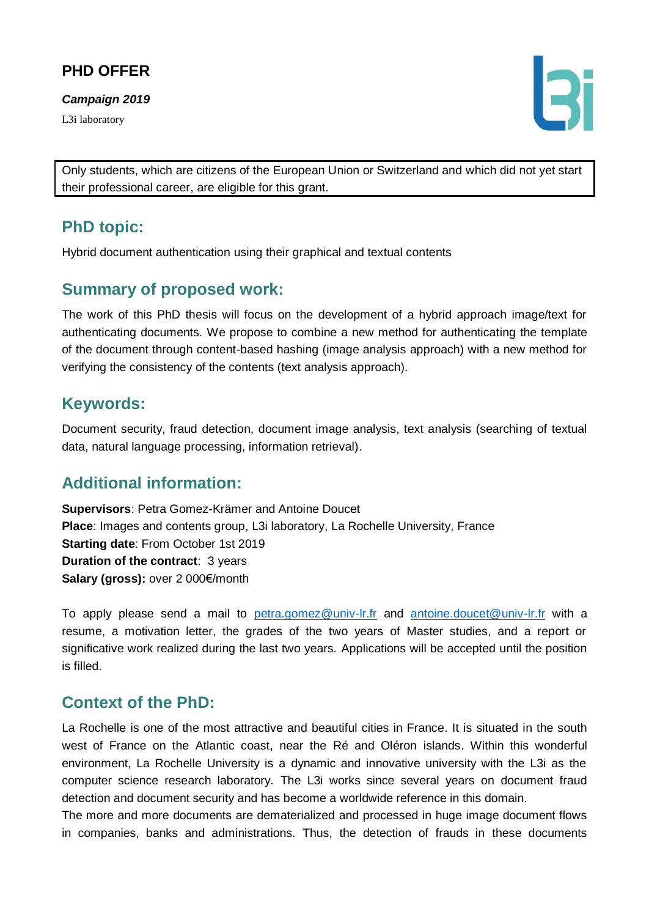# PHD OFFER

***Campaign 2019***

L3i laboratory

Only students, which are citizens of the European Union or Switzerland and which did not yet start their professional career, are eligible for this grant.

## PhD topic:

Hybrid document authentication using their graphical and textual contents

## Summary of proposed work:

The work of this PhD thesis will focus on the development of a hybrid approach image/text for authenticating documents. We propose to combine a new method for authenticating the template of the document through content-based hashing (image analysis approach) with a new method for verifying the consistency of the contents (text analysis approach).

## Keywords:

Document security, fraud detection, document image analysis, text analysis (searching of textual data, natural language processing, information retrieval).

## Additional information:

**Supervisors**: Petra Gomez-Krämer and Antoine Doucet
**Place**: Images and contents group, L3i laboratory, La Rochelle University, France
**Starting date**: From October 1st 2019
**Duration of the contract**: 3 years
**Salary (gross):** over 2 000€/month

To apply please send a mail to petra.gomez@univ-lr.fr and antoine.doucet@univ-lr.fr with a resume, a motivation letter, the grades of the two years of Master studies, and a report or significative work realized during the last two years. Applications will be accepted until the position is filled.

## Context of the PhD:

La Rochelle is one of the most attractive and beautiful cities in France. It is situated in the south west of France on the Atlantic coast, near the Ré and Oléron islands. Within this wonderful environment, La Rochelle University is a dynamic and innovative university with the L3i as the computer science research laboratory. The L3i works since several years on document fraud detection and document security and has become a worldwide reference in this domain.

The more and more documents are dematerialized and processed in huge image document flows in companies, banks and administrations. Thus, the detection of frauds in these documents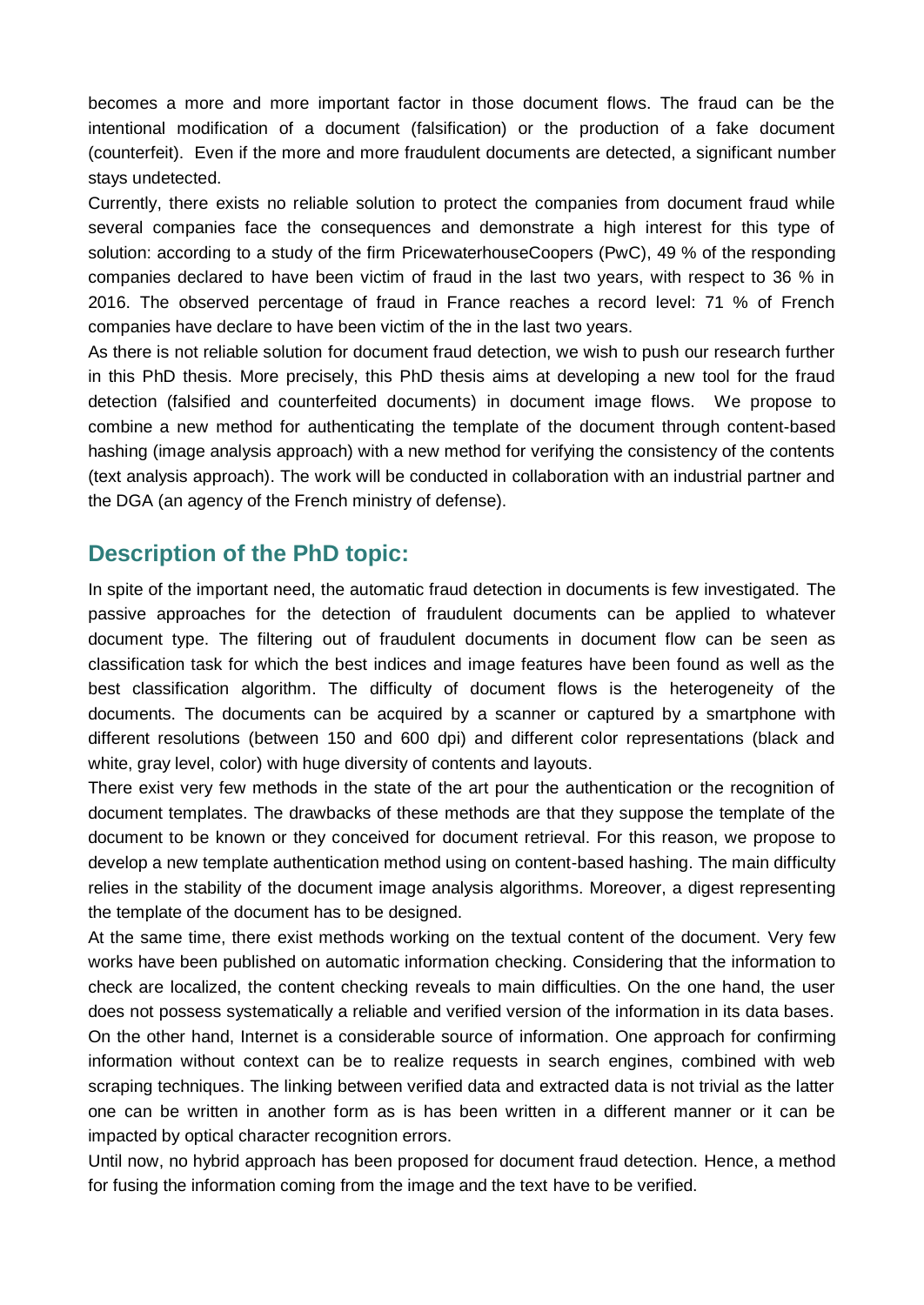becomes a more and more important factor in those document flows. The fraud can be the intentional modification of a document (falsification) or the production of a fake document (counterfeit). Even if the more and more fraudulent documents are detected, a significant number stays undetected.

Currently, there exists no reliable solution to protect the companies from document fraud while several companies face the consequences and demonstrate a high interest for this type of solution: according to a study of the firm PricewaterhouseCoopers (PwC), 49 % of the responding companies declared to have been victim of fraud in the last two years, with respect to 36 % in 2016. The observed percentage of fraud in France reaches a record level: 71 % of French companies have declare to have been victim of the in the last two years.

As there is not reliable solution for document fraud detection, we wish to push our research further in this PhD thesis. More precisely, this PhD thesis aims at developing a new tool for the fraud detection (falsified and counterfeited documents) in document image flows. We propose to combine a new method for authenticating the template of the document through content-based hashing (image analysis approach) with a new method for verifying the consistency of the contents (text analysis approach). The work will be conducted in collaboration with an industrial partner and the DGA (an agency of the French ministry of defense).

## Description of the PhD topic:

In spite of the important need, the automatic fraud detection in documents is few investigated. The passive approaches for the detection of fraudulent documents can be applied to whatever document type. The filtering out of fraudulent documents in document flow can be seen as classification task for which the best indices and image features have been found as well as the best classification algorithm. The difficulty of document flows is the heterogeneity of the documents. The documents can be acquired by a scanner or captured by a smartphone with different resolutions (between 150 and 600 dpi) and different color representations (black and white, gray level, color) with huge diversity of contents and layouts.

There exist very few methods in the state of the art pour the authentication or the recognition of document templates. The drawbacks of these methods are that they suppose the template of the document to be known or they conceived for document retrieval. For this reason, we propose to develop a new template authentication method using on content-based hashing. The main difficulty relies in the stability of the document image analysis algorithms. Moreover, a digest representing the template of the document has to be designed.

At the same time, there exist methods working on the textual content of the document. Very few works have been published on automatic information checking. Considering that the information to check are localized, the content checking reveals to main difficulties. On the one hand, the user does not possess systematically a reliable and verified version of the information in its data bases. On the other hand, Internet is a considerable source of information. One approach for confirming information without context can be to realize requests in search engines, combined with web scraping techniques. The linking between verified data and extracted data is not trivial as the latter one can be written in another form as is has been written in a different manner or it can be impacted by optical character recognition errors.

Until now, no hybrid approach has been proposed for document fraud detection. Hence, a method for fusing the information coming from the image and the text have to be verified.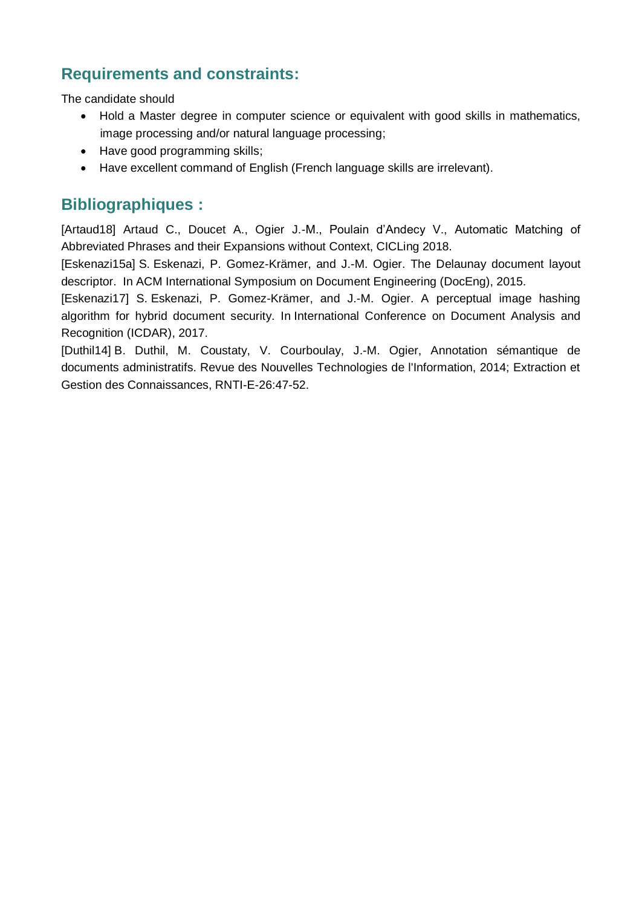## Requirements and constraints:

The candidate should

- Hold a Master degree in computer science or equivalent with good skills in mathematics, image processing and/or natural language processing;
- Have good programming skills;
- Have excellent command of English (French language skills are irrelevant).

## Bibliographiques :

[Artaud18] Artaud C., Doucet A., Ogier J.-M., Poulain d'Andecy V., Automatic Matching of Abbreviated Phrases and their Expansions without Context, CICLing 2018.

[Eskenazi15a] S. Eskenazi, P. Gomez-Krämer, and J.-M. Ogier. The Delaunay document layout descriptor. In ACM International Symposium on Document Engineering (DocEng), 2015.

[Eskenazi17] S. Eskenazi, P. Gomez-Krämer, and J.-M. Ogier. A perceptual image hashing algorithm for hybrid document security. In International Conference on Document Analysis and Recognition (ICDAR), 2017.

[Duthil14] B. Duthil, M. Coustaty, V. Courboulay, J.-M. Ogier, Annotation sémantique de documents administratifs. Revue des Nouvelles Technologies de l'Information, 2014; Extraction et Gestion des Connaissances, RNTI-E-26:47-52.